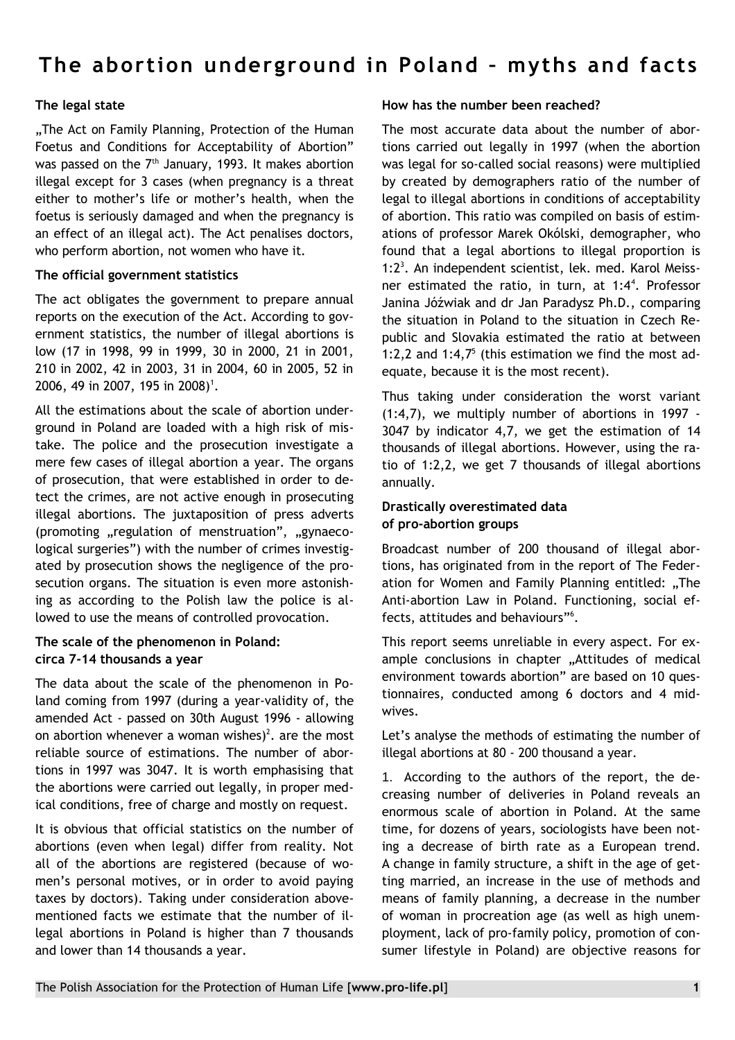# The abortion underground in Poland – myths and facts

**The legal state**

„The Act on Family Planning, Protection of the Human Foetus and Conditions for Acceptability of Abortion" was passed on the 7th January, 1993. It makes abortion illegal except for 3 cases (when pregnancy is a threat either to mother's life or mother's health, when the foetus is seriously damaged and when the pregnancy is an effect of an illegal act). The Act penalises doctors, who perform abortion, not women who have it.

**The official government statistics**

The act obligates the government to prepare annual reports on the execution of the Act. According to government statistics, the number of illegal abortions is low (17 in 1998, 99 in 1999, 30 in 2000, 21 in 2001, 210 in 2002, 42 in 2003, 31 in 2004, 60 in 2005, 52 in 2006, 49 in 2007, 195 in 2008)[1].

All the estimations about the scale of abortion underground in Poland are loaded with a high risk of mistake. The police and the prosecution investigate a mere few cases of illegal abortion a year. The organs of prosecution, that were established in order to detect the crimes, are not active enough in prosecuting illegal abortions. The juxtaposition of press adverts (promoting „regulation of menstruation", „gynaecological surgeries") with the number of crimes investigated by prosecution shows the negligence of the prosecution organs. The situation is even more astonishing as according to the Polish law the police is allowed to use the means of controlled provocation.

**The scale of the phenomenon in Poland: circa 7-14 thousands a year**

The data about the scale of the phenomenon in Poland coming from 1997 (during a year-validity of, the amended Act - passed on 30th August 1996 - allowing on abortion whenever a woman wishes)[2]. are the most reliable source of estimations. The number of abortions in 1997 was 3047. It is worth emphasising that the abortions were carried out legally, in proper medical conditions, free of charge and mostly on request.

It is obvious that official statistics on the number of abortions (even when legal) differ from reality. Not all of the abortions are registered (because of women's personal motives, or in order to avoid paying taxes by doctors). Taking under consideration abovementioned facts we estimate that the number of illegal abortions in Poland is higher than 7 thousands and lower than 14 thousands a year.

**How has the number been reached?**

The most accurate data about the number of abortions carried out legally in 1997 (when the abortion was legal for so-called social reasons) were multiplied by created by demographers ratio of the number of legal to illegal abortions in conditions of acceptability of abortion. This ratio was compiled on basis of estimations of professor Marek Okólski, demographer, who found that a legal abortions to illegal proportion is 1:2[3]. An independent scientist, lek. med. Karol Meissner estimated the ratio, in turn, at 1:4[4]. Professor Janina Jóźwiak and dr Jan Paradysz Ph.D., comparing the situation in Poland to the situation in Czech Republic and Slovakia estimated the ratio at between 1:2,2 and 1:4,7[5] (this estimation we find the most adequate, because it is the most recent).

Thus taking under consideration the worst variant (1:4,7), we multiply number of abortions in 1997 - 3047 by indicator 4,7, we get the estimation of 14 thousands of illegal abortions. However, using the ratio of 1:2,2, we get 7 thousands of illegal abortions annually.

**Drastically overestimated data of pro-abortion groups**

Broadcast number of 200 thousand of illegal abortions, has originated from in the report of The Federation for Women and Family Planning entitled: „The Anti-abortion Law in Poland. Functioning, social effects, attitudes and behaviours"[6].

This report seems unreliable in every aspect. For example conclusions in chapter „Attitudes of medical environment towards abortion" are based on 10 questionnaires, conducted among 6 doctors and 4 midwives.

Let's analyse the methods of estimating the number of illegal abortions at 80 - 200 thousand a year.

1. According to the authors of the report, the decreasing number of deliveries in Poland reveals an enormous scale of abortion in Poland. At the same time, for dozens of years, sociologists have been noting a decrease of birth rate as a European trend. A change in family structure, a shift in the age of getting married, an increase in the use of methods and means of family planning, a decrease in the number of woman in procreation age (as well as high unemployment, lack of pro-family policy, promotion of consumer lifestyle in Poland) are objective reasons for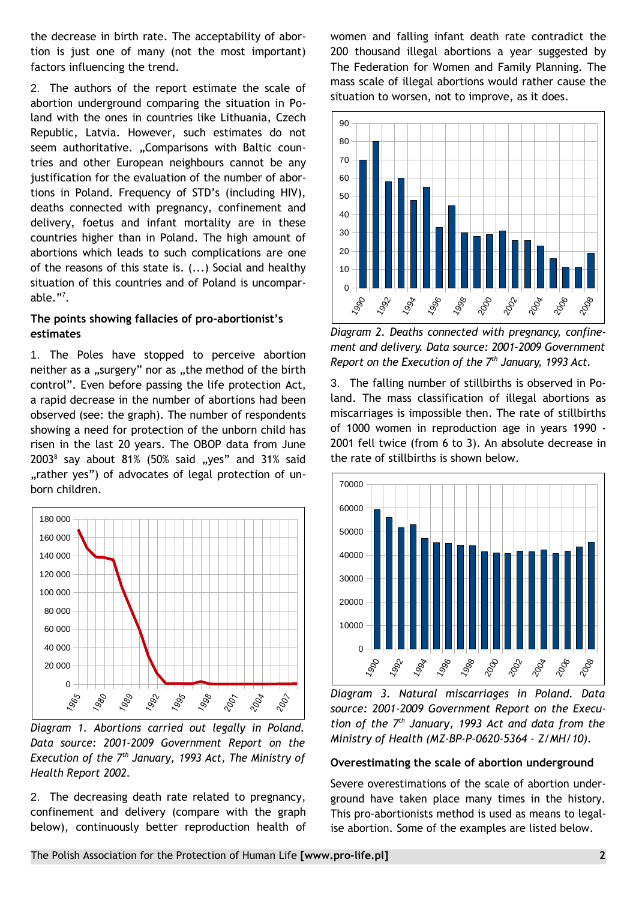the decrease in birth rate. The acceptability of abortion is just one of many (not the most important) factors influencing the trend.

2. The authors of the report estimate the scale of abortion underground comparing the situation in Poland with the ones in countries like Lithuania, Czech Republic, Latvia. However, such estimates do not seem authoritative. „Comparisons with Baltic countries and other European neighbours cannot be any justification for the evaluation of the number of abortions in Poland. Frequency of STD's (including HIV), deaths connected with pregnancy, confinement and delivery, foetus and infant mortality are in these countries higher than in Poland. The high amount of abortions which leads to such complications are one of the reasons of this state is. (...) Social and healthy situation of this countries and of Poland is uncomparable."[7].

**The points showing fallacies of pro-abortionist's estimates**

1. The Poles have stopped to perceive abortion neither as a „surgery" nor as „the method of the birth control". Even before passing the life protection Act, a rapid decrease in the number of abortions had been observed (see: the graph). The number of respondents showing a need for protection of the unborn child has risen in the last 20 years. The OBOP data from June 2003[8] say about 81% (50% said „yes" and 31% said „rather yes") of advocates of legal protection of unborn children.

*Diagram 1. Abortions carried out legally in Poland. Data source: 2001-2009 Government Report on the Execution of the 7th January, 1993 Act, The Ministry of Health Report 2002.*

2. The decreasing death rate related to pregnancy, confinement and delivery (compare with the graph below), continuously better reproduction health of women and falling infant death rate contradict the 200 thousand illegal abortions a year suggested by The Federation for Women and Family Planning. The mass scale of illegal abortions would rather cause the situation to worsen, not to improve, as it does.

*Diagram 2. Deaths connected with pregnancy, confinement and delivery. Data source: 2001-2009 Government Report on the Execution of the 7th January, 1993 Act.*

3. The falling number of stillbirths is observed in Poland. The mass classification of illegal abortions as miscarriages is impossible then. The rate of stillbirths of 1000 women in reproduction age in years 1990 - 2001 fell twice (from 6 to 3). An absolute decrease in the rate of stillbirths is shown below.

*Diagram 3. Natural miscarriages in Poland. Data source: 2001-2009 Government Report on the Execution of the 7th January, 1993 Act and data from the Ministry of Health (MZ-BP-P-0620-5364 - Z/MH/10).*

**Overestimating the scale of abortion underground**

Severe overestimations of the scale of abortion underground have taken place many times in the history. This pro-abortionists method is used as means to legalise abortion. Some of the examples are listed below.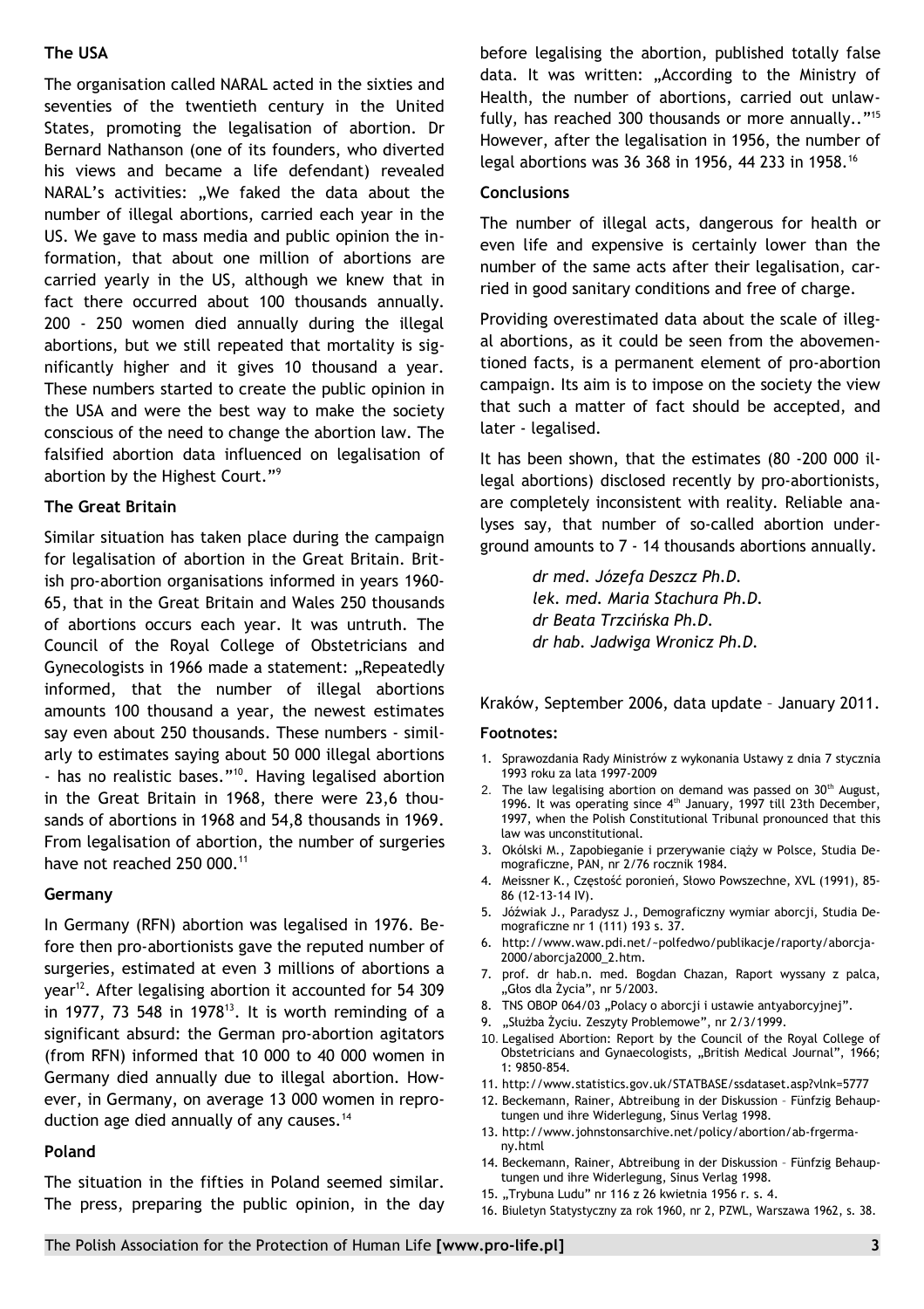### The USA

The organisation called NARAL acted in the sixties and seventies of the twentieth century in the United States, promoting the legalisation of abortion. Dr Bernard Nathanson (one of its founders, who diverted his views and became a life defendant) revealed NARAL's activities: „We faked the data about the number of illegal abortions, carried each year in the US. We gave to mass media and public opinion the information, that about one million of abortions are carried yearly in the US, although we knew that in fact there occurred about 100 thousands annually. 200 - 250 women died annually during the illegal abortions, but we still repeated that mortality is significantly higher and it gives 10 thousand a year. These numbers started to create the public opinion in the USA and were the best way to make the society conscious of the need to change the abortion law. The falsified abortion data influenced on legalisation of abortion by the Highest Court."[9]

### The Great Britain

Similar situation has taken place during the campaign for legalisation of abortion in the Great Britain. British pro-abortion organisations informed in years 1960-65, that in the Great Britain and Wales 250 thousands of abortions occurs each year. It was untruth. The Council of the Royal College of Obstetricians and Gynecologists in 1966 made a statement: „Repeatedly informed, that the number of illegal abortions amounts 100 thousand a year, the newest estimates say even about 250 thousands. These numbers - similarly to estimates saying about 50 000 illegal abortions - has no realistic bases."[10]. Having legalised abortion in the Great Britain in 1968, there were 23,6 thousands of abortions in 1968 and 54,8 thousands in 1969. From legalisation of abortion, the number of surgeries have not reached 250 000.[11]

### Germany

In Germany (RFN) abortion was legalised in 1976. Before then pro-abortionists gave the reputed number of surgeries, estimated at even 3 millions of abortions a year[12]. After legalising abortion it accounted for 54 309 in 1977, 73 548 in 1978[13]. It is worth reminding of a significant absurd: the German pro-abortion agitators (from RFN) informed that 10 000 to 40 000 women in Germany died annually due to illegal abortion. However, in Germany, on average 13 000 women in reproduction age died annually of any causes.[14]

### Poland

The situation in the fifties in Poland seemed similar. The press, preparing the public opinion, in the day before legalising the abortion, published totally false data. It was written: „According to the Ministry of Health, the number of abortions, carried out unlawfully, has reached 300 thousands or more annually.."[15] However, after the legalisation in 1956, the number of legal abortions was 36 368 in 1956, 44 233 in 1958.[16]

### Conclusions

The number of illegal acts, dangerous for health or even life and expensive is certainly lower than the number of the same acts after their legalisation, carried in good sanitary conditions and free of charge.

Providing overestimated data about the scale of illegal abortions, as it could be seen from the abovementioned facts, is a permanent element of pro-abortion campaign. Its aim is to impose on the society the view that such a matter of fact should be accepted, and later - legalised.

It has been shown, that the estimates (80 -200 000 illegal abortions) disclosed recently by pro-abortionists, are completely inconsistent with reality. Reliable analyses say, that number of so-called abortion underground amounts to 7 - 14 thousands abortions annually.

*dr med. Józefa Deszcz Ph.D.*
*lek. med. Maria Stachura Ph.D.*
*dr Beata Trzcińska Ph.D.*
*dr hab. Jadwiga Wronicz Ph.D.*

Kraków, September 2006, data update – January 2011.

**Footnotes:**

1. Sprawozdania Rady Ministrów z wykonania Ustawy z dnia 7 stycznia 1993 roku za lata 1997-2009
2. The law legalising abortion on demand was passed on 30th August, 1996. It was operating since 4th January, 1997 till 23th December, 1997, when the Polish Constitutional Tribunal pronounced that this law was unconstitutional.
3. Okólski M., Zapobieganie i przerywanie ciąży w Polsce, Studia Demograficzne, PAN, nr 2/76 rocznik 1984.
4. Meissner K., Częstość poronień, Słowo Powszechne, XVL (1991), 85-86 (12-13-14 IV).
5. Jóźwiak J., Paradysz J., Demograficzny wymiar aborcji, Studia Demograficzne nr 1 (111) 193 s. 37.
6. http://www.waw.pdi.net/~polfedwo/publikacje/raporty/aborcja-2000/aborcja2000_2.htm.
7. prof. dr hab.n. med. Bogdan Chazan, Raport wyssany z palca, „Głos dla Życia", nr 5/2003.
8. TNS OBOP 064/03 „Polacy o aborcji i ustawie antyaborcyjnej".
9. „Służba Życiu. Zeszyty Problemowe", nr 2/3/1999.
10. Legalised Abortion: Report by the Council of the Royal College of Obstetricians and Gynaecologists, „British Medical Journal", 1966; 1: 9850-854.
11. http://www.statistics.gov.uk/STATBASE/ssdataset.asp?vlnk=5777
12. Beckemann, Rainer, Abtreibung in der Diskussion – Fünfzig Behauptungen und ihre Widerlegung, Sinus Verlag 1998.
13. http://www.johnstonsarchive.net/policy/abortion/ab-frgermany.html
14. Beckemann, Rainer, Abtreibung in der Diskussion – Fünfzig Behauptungen und ihre Widerlegung, Sinus Verlag 1998.
15. „Trybuna Ludu" nr 116 z 26 kwietnia 1956 r. s. 4.
16. Biuletyn Statystyczny za rok 1960, nr 2, PZWL, Warszawa 1962, s. 38.